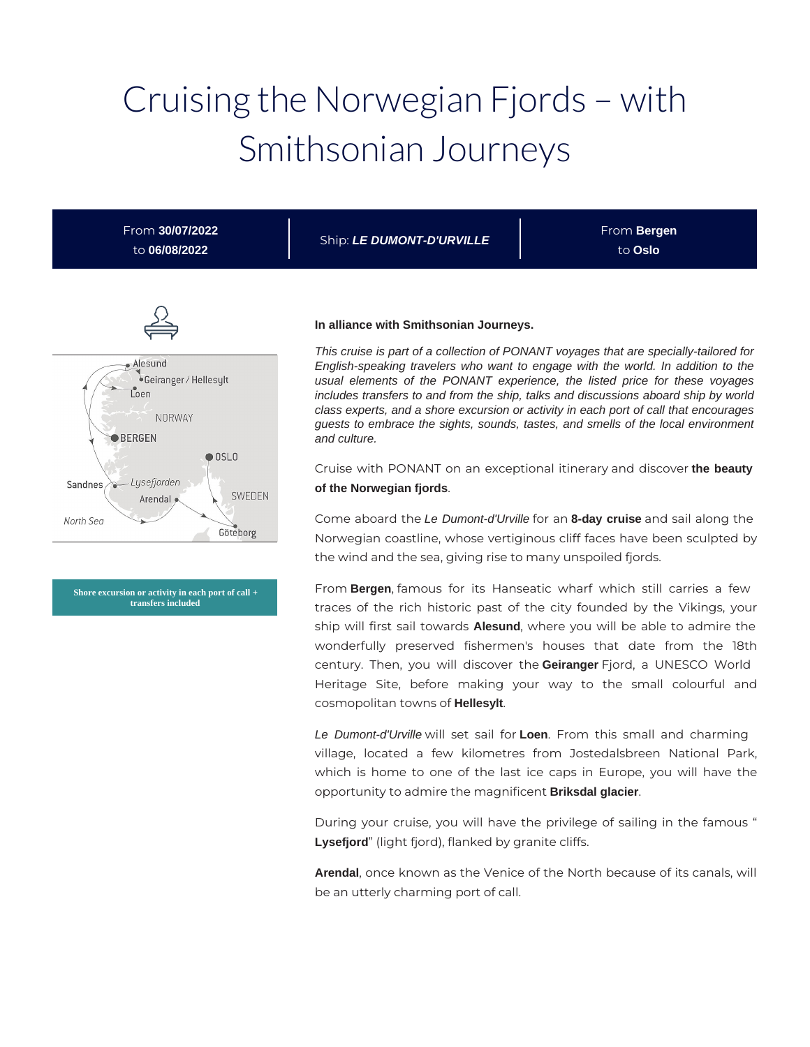# Cruising the Norwegian Fjords – with Smithsonian Journeys

| From **30/07/2022** to **06/08/2022** | Ship: ***LE DUMONT-D'URVILLE*** | From **Bergen** to **Oslo** |
|---|---|---|

**Shore excursion or activity in each port of call + transfers included**

**In alliance with Smithsonian Journeys.**

*This cruise is part of a collection of PONANT voyages that are specially-tailored for English-speaking travelers who want to engage with the world. In addition to the usual elements of the PONANT experience, the listed price for these voyages includes transfers to and from the ship, talks and discussions aboard ship by world class experts, and a shore excursion or activity in each port of call that encourages guests to embrace the sights, sounds, tastes, and smells of the local environment and culture.*

Cruise with PONANT on an exceptional itinerary and discover **the beauty of the Norwegian fjords**.

Come aboard the *Le Dumont-d'Urville* for an **8-day cruise** and sail along the Norwegian coastline, whose vertiginous cliff faces have been sculpted by the wind and the sea, giving rise to many unspoiled fjords.

From **Bergen**, famous for its Hanseatic wharf which still carries a few traces of the rich historic past of the city founded by the Vikings, your ship will first sail towards **Alesund**, where you will be able to admire the wonderfully preserved fishermen's houses that date from the 18th century. Then, you will discover the **Geiranger** Fjord, a UNESCO World Heritage Site, before making your way to the small colourful and cosmopolitan towns of **Hellesylt**.

*Le Dumont-d'Urville* will set sail for **Loen**. From this small and charming village, located a few kilometres from Jostedalsbreen National Park, which is home to one of the last ice caps in Europe, you will have the opportunity to admire the magnificent **Briksdal glacier**.

During your cruise, you will have the privilege of sailing in the famous "**Lysefjord**" (light fjord), flanked by granite cliffs.

**Arendal**, once known as the Venice of the North because of its canals, will be an utterly charming port of call.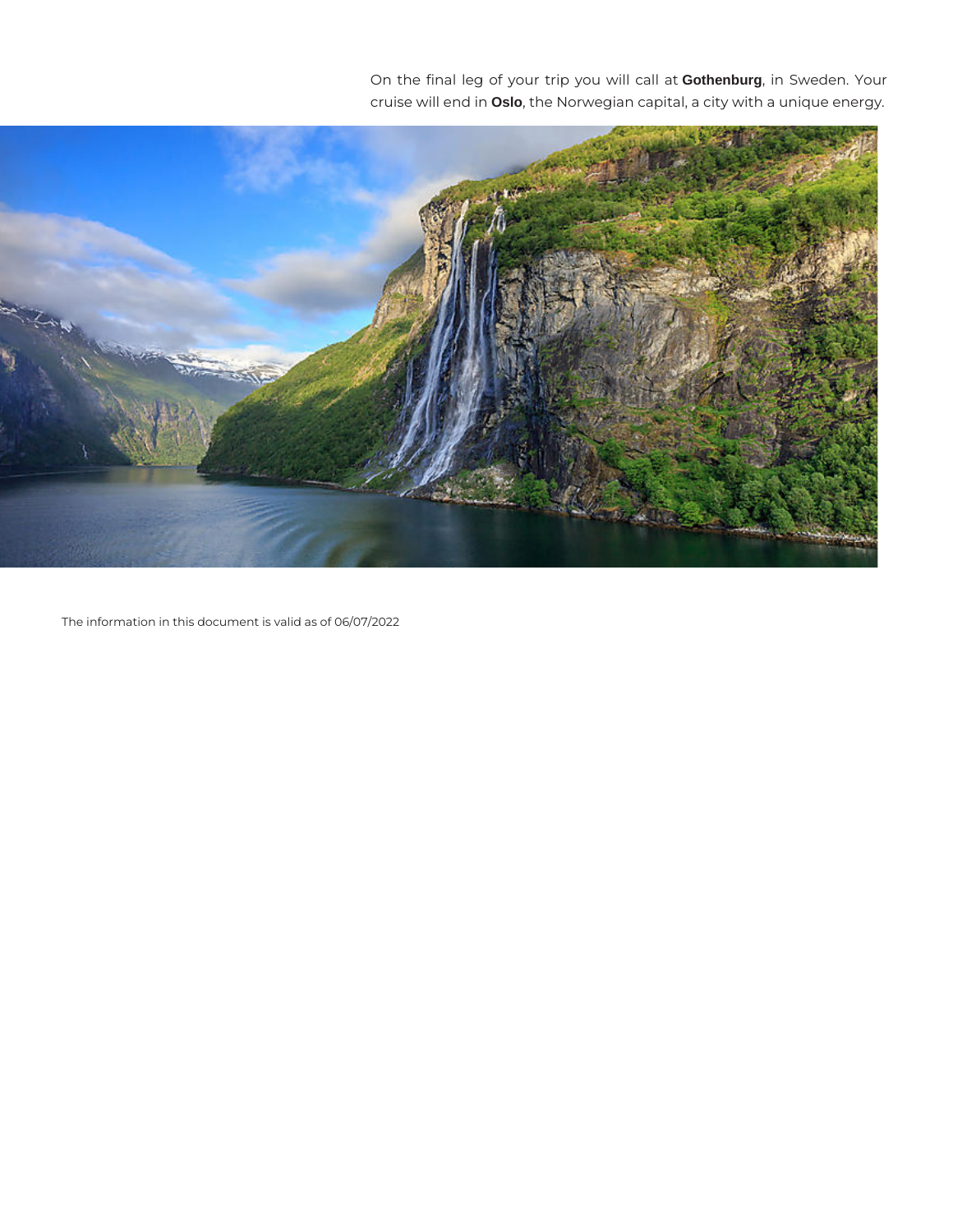On the final leg of your trip you will call at **Gothenburg**, in Sweden. Your cruise will end in **Oslo**, the Norwegian capital, a city with a unique energy.

The information in this document is valid as of 06/07/2022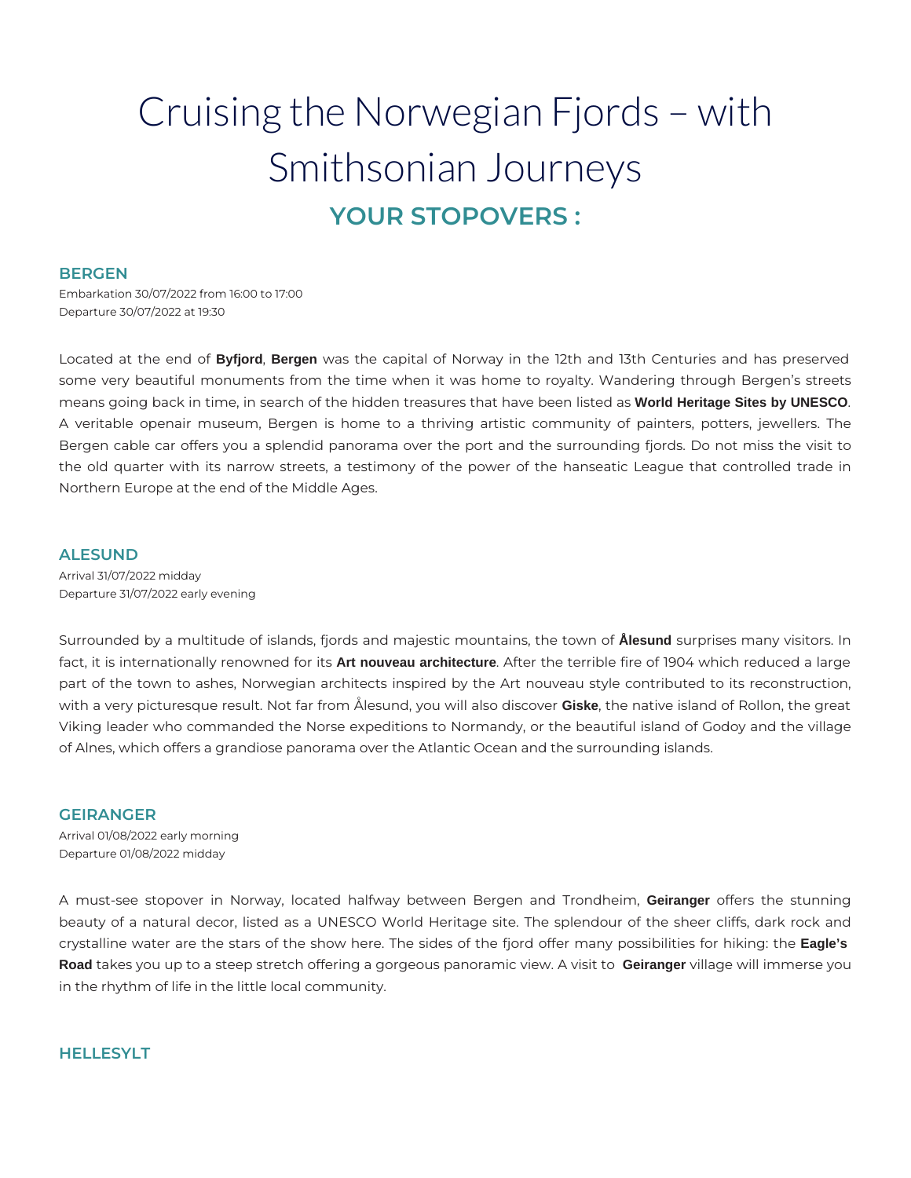# Cruising the Norwegian Fjords – with Smithsonian Journeys

## YOUR STOPOVERS :

### BERGEN

Embarkation 30/07/2022 from 16:00 to 17:00
Departure 30/07/2022 at 19:30

Located at the end of **Byfjord**, **Bergen** was the capital of Norway in the 12th and 13th Centuries and has preserved some very beautiful monuments from the time when it was home to royalty. Wandering through Bergen's streets means going back in time, in search of the hidden treasures that have been listed as **World Heritage Sites by UNESCO**. A veritable openair museum, Bergen is home to a thriving artistic community of painters, potters, jewellers. The Bergen cable car offers you a splendid panorama over the port and the surrounding fjords. Do not miss the visit to the old quarter with its narrow streets, a testimony of the power of the hanseatic League that controlled trade in Northern Europe at the end of the Middle Ages.

### ALESUND

Arrival 31/07/2022 midday
Departure 31/07/2022 early evening

Surrounded by a multitude of islands, fjords and majestic mountains, the town of **Ålesund** surprises many visitors. In fact, it is internationally renowned for its **Art nouveau architecture**. After the terrible fire of 1904 which reduced a large part of the town to ashes, Norwegian architects inspired by the Art nouveau style contributed to its reconstruction, with a very picturesque result. Not far from Ålesund, you will also discover **Giske**, the native island of Rollon, the great Viking leader who commanded the Norse expeditions to Normandy, or the beautiful island of Godoy and the village of Alnes, which offers a grandiose panorama over the Atlantic Ocean and the surrounding islands.

### GEIRANGER

Arrival 01/08/2022 early morning
Departure 01/08/2022 midday

A must-see stopover in Norway, located halfway between Bergen and Trondheim, **Geiranger** offers the stunning beauty of a natural decor, listed as a UNESCO World Heritage site. The splendour of the sheer cliffs, dark rock and crystalline water are the stars of the show here. The sides of the fjord offer many possibilities for hiking: the **Eagle's Road** takes you up to a steep stretch offering a gorgeous panoramic view. A visit to **Geiranger** village will immerse you in the rhythm of life in the little local community.

### HELLESYLT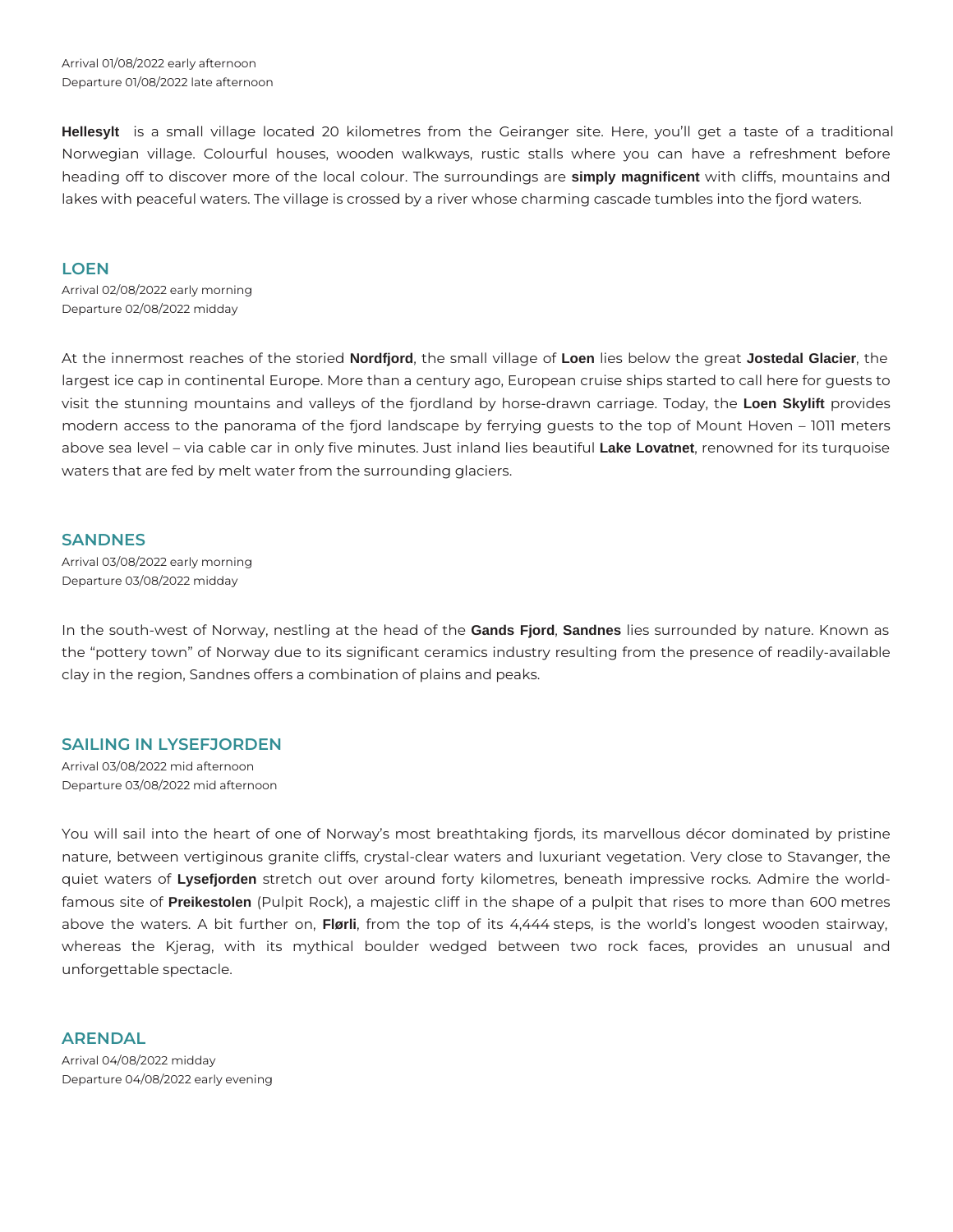Arrival 01/08/2022 early afternoon
Departure 01/08/2022 late afternoon

**Hellesylt** is a small village located 20 kilometres from the Geiranger site. Here, you'll get a taste of a traditional Norwegian village. Colourful houses, wooden walkways, rustic stalls where you can have a refreshment before heading off to discover more of the local colour. The surroundings are **simply magnificent** with cliffs, mountains and lakes with peaceful waters. The village is crossed by a river whose charming cascade tumbles into the fjord waters.

## LOEN

Arrival 02/08/2022 early morning
Departure 02/08/2022 midday

At the innermost reaches of the storied **Nordfjord**, the small village of **Loen** lies below the great **Jostedal Glacier**, the largest ice cap in continental Europe. More than a century ago, European cruise ships started to call here for guests to visit the stunning mountains and valleys of the fjordland by horse-drawn carriage. Today, the **Loen Skylift** provides modern access to the panorama of the fjord landscape by ferrying guests to the top of Mount Hoven – 1011 meters above sea level – via cable car in only five minutes. Just inland lies beautiful **Lake Lovatnet**, renowned for its turquoise waters that are fed by melt water from the surrounding glaciers.

## SANDNES

Arrival 03/08/2022 early morning
Departure 03/08/2022 midday

In the south-west of Norway, nestling at the head of the **Gands Fjord**, **Sandnes** lies surrounded by nature. Known as the "pottery town" of Norway due to its significant ceramics industry resulting from the presence of readily-available clay in the region, Sandnes offers a combination of plains and peaks.

## SAILING IN LYSEFJORDEN

Arrival 03/08/2022 mid afternoon
Departure 03/08/2022 mid afternoon

You will sail into the heart of one of Norway's most breathtaking fjords, its marvellous décor dominated by pristine nature, between vertiginous granite cliffs, crystal-clear waters and luxuriant vegetation. Very close to Stavanger, the quiet waters of **Lysefjorden** stretch out over around forty kilometres, beneath impressive rocks. Admire the world-famous site of **Preikestolen** (Pulpit Rock), a majestic cliff in the shape of a pulpit that rises to more than 600 metres above the waters. A bit further on, **Flørli**, from the top of its 4,444 steps, is the world's longest wooden stairway, whereas the Kjerag, with its mythical boulder wedged between two rock faces, provides an unusual and unforgettable spectacle.

## ARENDAL

Arrival 04/08/2022 midday
Departure 04/08/2022 early evening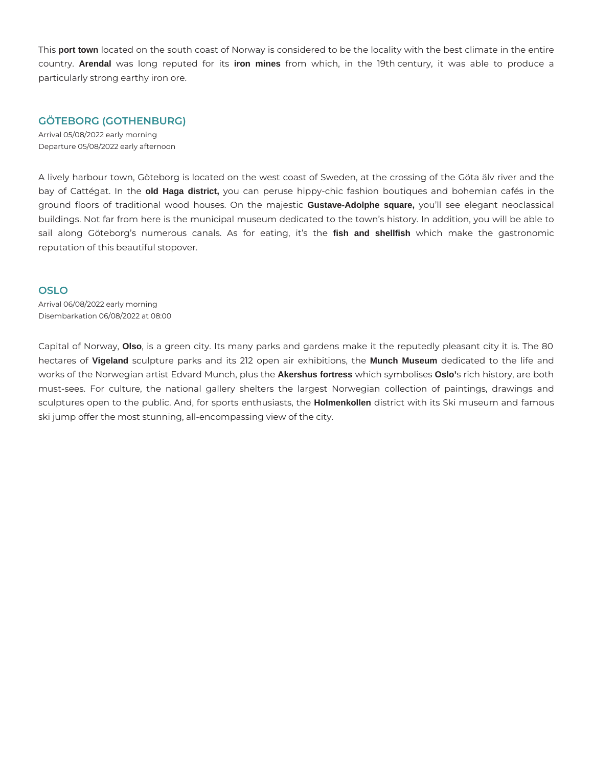This **port town** located on the south coast of Norway is considered to be the locality with the best climate in the entire country. **Arendal** was long reputed for its **iron mines** from which, in the 19th century, it was able to produce a particularly strong earthy iron ore.

## GÖTEBORG (GOTHENBURG)

Arrival 05/08/2022 early morning
Departure 05/08/2022 early afternoon

A lively harbour town, Göteborg is located on the west coast of Sweden, at the crossing of the Göta älv river and the bay of Cattégat. In the **old Haga district,** you can peruse hippy-chic fashion boutiques and bohemian cafés in the ground floors of traditional wood houses. On the majestic **Gustave-Adolphe square,** you'll see elegant neoclassical buildings. Not far from here is the municipal museum dedicated to the town's history. In addition, you will be able to sail along Göteborg's numerous canals. As for eating, it's the **fish and shellfish** which make the gastronomic reputation of this beautiful stopover.

## OSLO

Arrival 06/08/2022 early morning
Disembarkation 06/08/2022 at 08:00

Capital of Norway, **Olso**, is a green city. Its many parks and gardens make it the reputedly pleasant city it is. The 80 hectares of **Vigeland** sculpture parks and its 212 open air exhibitions, the **Munch Museum** dedicated to the life and works of the Norwegian artist Edvard Munch, plus the **Akershus fortress** which symbolises **Oslo'**s rich history, are both must-sees. For culture, the national gallery shelters the largest Norwegian collection of paintings, drawings and sculptures open to the public. And, for sports enthusiasts, the **Holmenkollen** district with its Ski museum and famous ski jump offer the most stunning, all-encompassing view of the city.